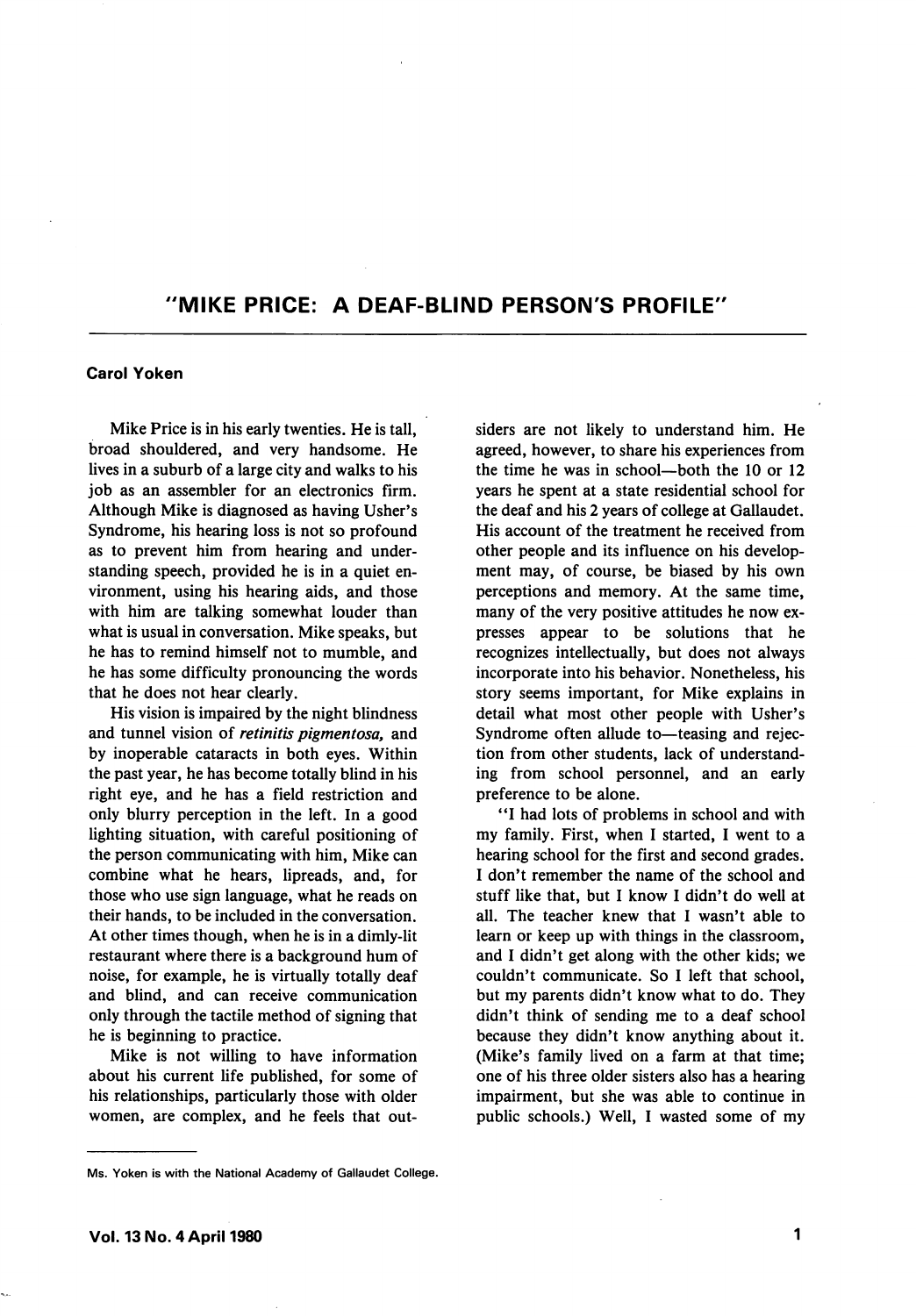# "MIKE PRICE: A DEAF-BLIND PERSON'S PROFILE"

**Carol Yoken**

Mike Price is in his early twenties. He is tall, broad shouldered, and very handsome. He lives in a suburb of a large city and walks to his job as an assembler for an electronics firm. Although Mike is diagnosed as having Usher's Syndrome, his hearing loss is not so profound as to prevent him from hearing and understanding speech, provided he is in a quiet environment, using his hearing aids, and those with him are talking somewhat louder than what is usual in conversation. Mike speaks, but he has to remind himself not to mumble, and he has some difficulty pronouncing the words that he does not hear clearly.

His vision is impaired by the night blindness and tunnel vision of *retinitis pigmentosa,* and by inoperable cataracts in both eyes. Within the past year, he has become totally blind in his right eye, and he has a field restriction and only blurry perception in the left. In a good lighting situation, with careful positioning of the person communicating with him, Mike can combine what he hears, lipreads, and, for those who use sign language, what he reads on their hands, to be included in the conversation. At other times though, when he is in a dimly-lit restaurant where there is a background hum of noise, for example, he is virtually totally deaf and blind, and can receive communication only through the tactile method of signing that he is beginning to practice.

Mike is not willing to have information about his current life published, for some of his relationships, particularly those with older women, are complex, and he feels that outsiders are not likely to understand him. He agreed, however, to share his experiences from the time he was in school—both the 10 or 12 years he spent at a state residential school for the deaf and his 2 years of college at Gallaudet. His account of the treatment he received from other people and its influence on his development may, of course, be biased by his own perceptions and memory. At the same time, many of the very positive attitudes he now expresses appear to be solutions that he recognizes intellectually, but does not always incorporate into his behavior. Nonetheless, his story seems important, for Mike explains in detail what most other people with Usher's Syndrome often allude to—teasing and rejection from other students, lack of understanding from school personnel, and an early preference to be alone.

"I had lots of problems in school and with my family. First, when I started, I went to a hearing school for the first and second grades. I don't remember the name of the school and stuff like that, but I know I didn't do well at all. The teacher knew that I wasn't able to learn or keep up with things in the classroom, and I didn't get along with the other kids; we couldn't communicate. So I left that school, but my parents didn't know what to do. They didn't think of sending me to a deaf school because they didn't know anything about it. (Mike's family lived on a farm at that time; one of his three older sisters also has a hearing impairment, but she was able to continue in public schools.) Well, I wasted some of my

---

Ms. Yoken is with the National Academy of Gallaudet College.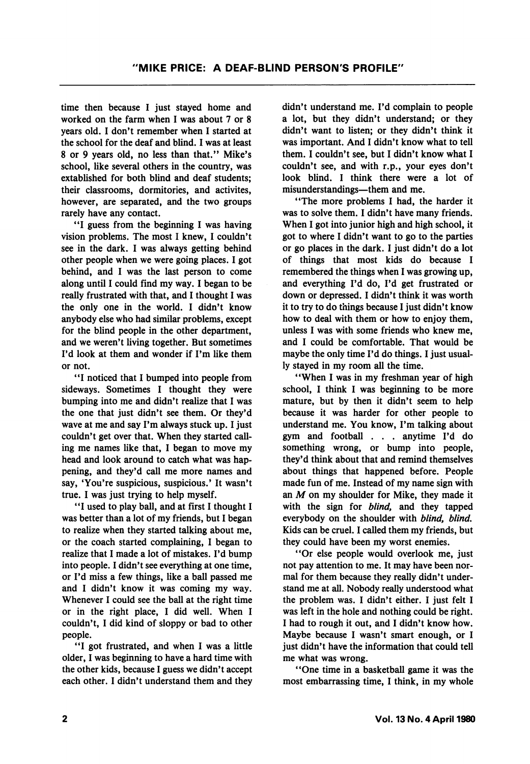time then because I just stayed home and worked on the farm when I was about 7 or 8 years old. I don't remember when I started at the school for the deaf and blind. I was at least 8 or 9 years old, no less than that." Mike's school, like several others in the country, was extablished for both blind and deaf students; their classrooms, dormitories, and activites, however, are separated, and the two groups rarely have any contact.

"I guess from the beginning I was having vision problems. The most I knew, I couldn't see in the dark. I was always getting behind other people when we were going places. I got behind, and I was the last person to come along until I could find my way. I began to be really frustrated with that, and I thought I was the only one in the world. I didn't know anybody else who had similar problems, except for the blind people in the other department, and we weren't living together. But sometimes I'd look at them and wonder if I'm like them or not.

"I noticed that I bumped into people from sideways. Sometimes I thought they were bumping into me and didn't realize that I was the one that just didn't see them. Or they'd wave at me and say I'm always stuck up. I just couldn't get over that. When they started calling me names like that, I began to move my head and look around to catch what was happening, and they'd call me more names and say, 'You're suspicious, suspicious.' It wasn't true. I was just trying to help myself.

"I used to play ball, and at first I thought I was better than a lot of my friends, but I began to realize when they started talking about me, or the coach started complaining, I began to realize that I made a lot of mistakes. I'd bump into people. I didn't see everything at one time, or I'd miss a few things, like a ball passed me and I didn't know it was coming my way. Whenever I could see the ball at the right time or in the right place, I did well. When I couldn't, I did kind of sloppy or bad to other people.

"I got frustrated, and when I was a little older, I was beginning to have a hard time with the other kids, because I guess we didn't accept each other. I didn't understand them and they didn't understand me. I'd complain to people a lot, but they didn't understand; or they didn't want to listen; or they didn't think it was important. And I didn't know what to tell them. I couldn't see, but I didn't know what I couldn't see, and with r.p., your eyes don't look blind. I think there were a lot of misunderstandings—them and me.

"The more problems I had, the harder it was to solve them. I didn't have many friends. When I got into junior high and high school, it got to where I didn't want to go to the parties or go places in the dark. I just didn't do a lot of things that most kids do because I remembered the things when I was growing up, and everything I'd do, I'd get frustrated or down or depressed. I didn't think it was worth it to try to do things because I just didn't know how to deal with them or how to enjoy them, unless I was with some friends who knew me, and I could be comfortable. That would be maybe the only time I'd do things. I just usually stayed in my room all the time.

"When I was in my freshman year of high school, I think I was beginning to be more mature, but by then it didn't seem to help because it was harder for other people to understand me. You know, I'm talking about gym and football . . . anytime I'd do something wrong, or bump into people, they'd think about that and remind themselves about things that happened before. People made fun of me. Instead of my name sign with an *M* on my shoulder for Mike, they made it with the sign for *blind,* and they tapped everybody on the shoulder with *blind, blind.* Kids can be cruel. I called them my friends, but they could have been my worst enemies.

"Or else people would overlook me, just not pay attention to me. It may have been normal for them because they really didn't understand me at all. Nobody really understood what the problem was. I didn't either. I just felt I was left in the hole and nothing could be right. I had to rough it out, and I didn't know how. Maybe because I wasn't smart enough, or I just didn't have the information that could tell me what was wrong.

"One time in a basketball game it was the most embarrassing time, I think, in my whole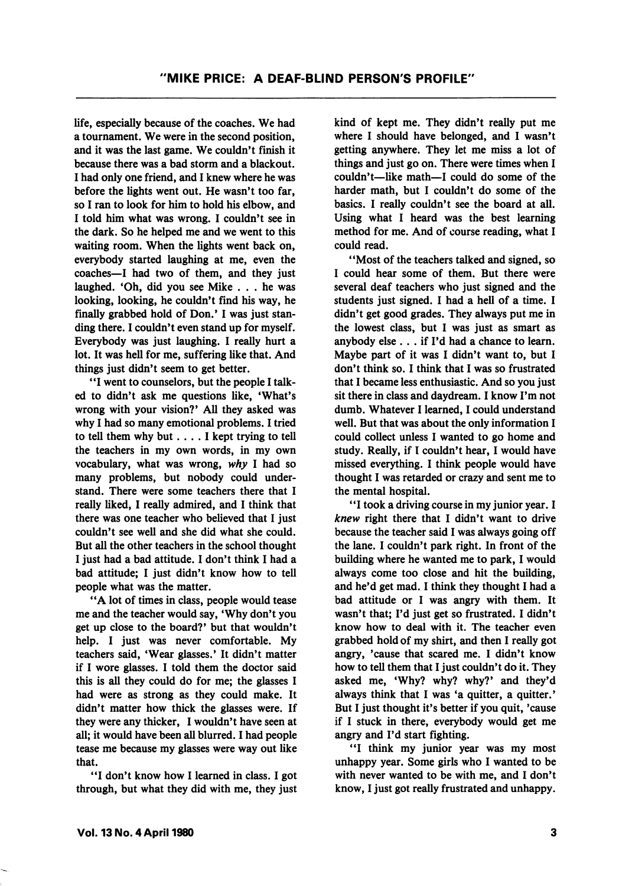life, especially because of the coaches. We had a tournament. We were in the second position, and it was the last game. We couldn't finish it because there was a bad storm and a blackout. I had only one friend, and I knew where he was before the lights went out. He wasn't too far, so I ran to look for him to hold his elbow, and I told him what was wrong. I couldn't see in the dark. So he helped me and we went to this waiting room. When the lights went back on, everybody started laughing at me, even the coaches—I had two of them, and they just laughed. 'Oh, did you see Mike . . . he was looking, looking, he couldn't find his way, he finally grabbed hold of Don.' I was just standing there. I couldn't even stand up for myself. Everybody was just laughing. I really hurt a lot. It was hell for me, suffering like that. And things just didn't seem to get better.

"I went to counselors, but the people I talked to didn't ask me questions like, 'What's wrong with your vision?' All they asked was why I had so many emotional problems. I tried to tell them why but . . . . I kept trying to tell the teachers in my own words, in my own vocabulary, what was wrong, *why* I had so many problems, but nobody could understand. There were some teachers there that I really liked, I really admired, and I think that there was one teacher who believed that I just couldn't see well and she did what she could. But all the other teachers in the school thought I just had a bad attitude. I don't think I had a bad attitude; I just didn't know how to tell people what was the matter.

"A lot of times in class, people would tease me and the teacher would say, 'Why don't you get up close to the board?' but that wouldn't help. I just was never comfortable. My teachers said, 'Wear glasses.' It didn't matter if I wore glasses. I told them the doctor said this is all they could do for me; the glasses I had were as strong as they could make. It didn't matter how thick the glasses were. If they were any thicker, I wouldn't have seen at all; it would have been all blurred. I had people tease me because my glasses were way out like that.

"I don't know how I learned in class. I got through, but what they did with me, they just kind of kept me. They didn't really put me where I should have belonged, and I wasn't getting anywhere. They let me miss a lot of things and just go on. There were times when I couldn't—like math—I could do some of the harder math, but I couldn't do some of the basics. I really couldn't see the board at all. Using what I heard was the best learning method for me. And of course reading, what I could read.

"Most of the teachers talked and signed, so I could hear some of them. But there were several deaf teachers who just signed and the students just signed. I had a hell of a time. I didn't get good grades. They always put me in the lowest class, but I was just as smart as anybody else . . . if I'd had a chance to learn. Maybe part of it was I didn't want to, but I don't think so. I think that I was so frustrated that I became less enthusiastic. And so you just sit there in class and daydream. I know I'm not dumb. Whatever I learned, I could understand well. But that was about the only information I could collect unless I wanted to go home and study. Really, if I couldn't hear, I would have missed everything. I think people would have thought I was retarded or crazy and sent me to the mental hospital.

"I took a driving course in my junior year. I *knew* right there that I didn't want to drive because the teacher said I was always going off the lane. I couldn't park right. In front of the building where he wanted me to park, I would always come too close and hit the building, and he'd get mad. I think they thought I had a bad attitude or I was angry with them. It wasn't that; I'd just get so frustrated. I didn't know how to deal with it. The teacher even grabbed hold of my shirt, and then I really got angry, 'cause that scared me. I didn't know how to tell them that I just couldn't do it. They asked me, 'Why? why? why?' and they'd always think that I was 'a quitter, a quitter.' But I just thought it's better if you quit, 'cause if I stuck in there, everybody would get me angry and I'd start fighting.

"I think my junior year was my most unhappy year. Some girls who I wanted to be with never wanted to be with me, and I don't know, I just got really frustrated and unhappy.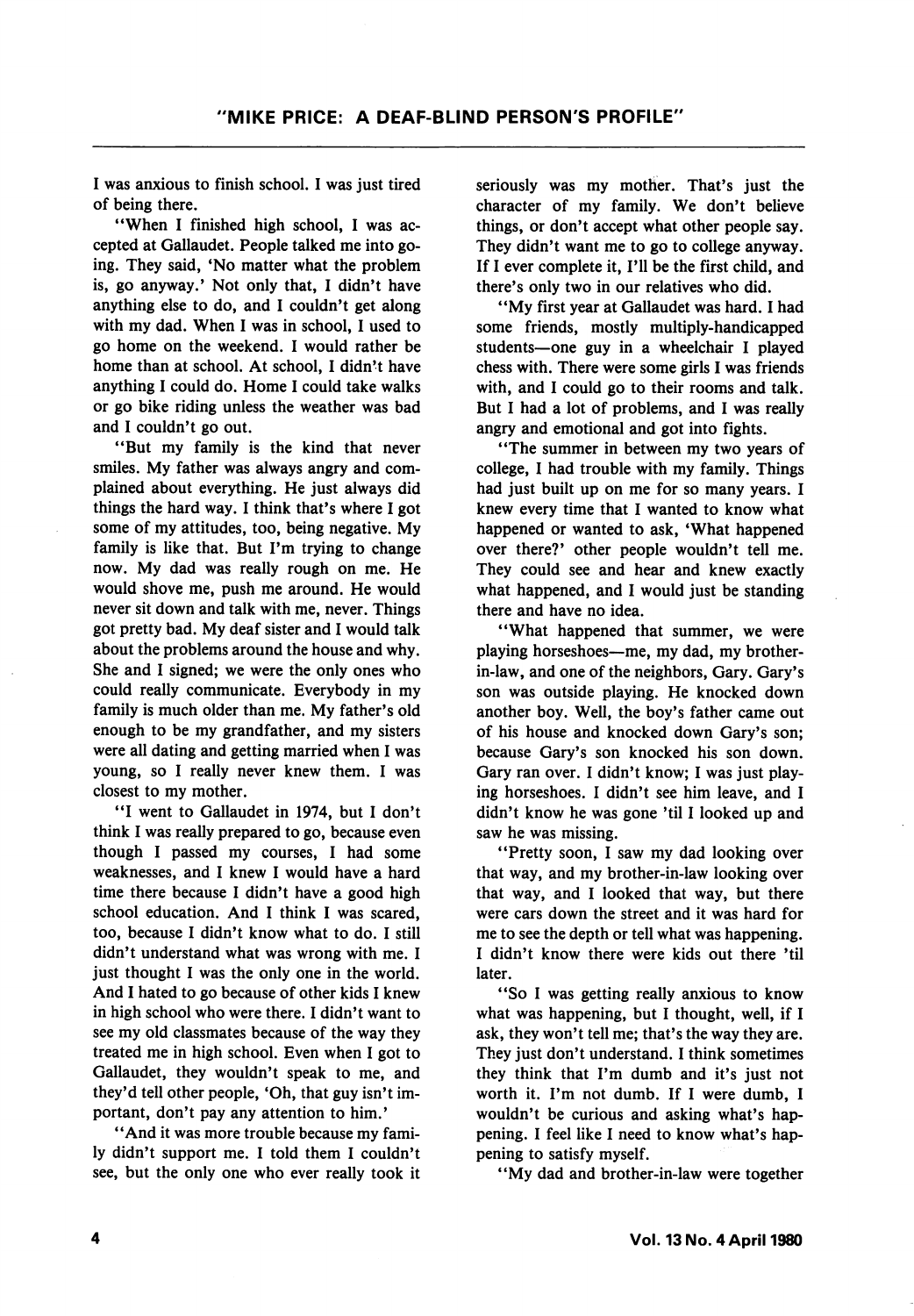I was anxious to finish school. I was just tired of being there.

"When I finished high school, I was accepted at Gallaudet. People talked me into going. They said, 'No matter what the problem is, go anyway.' Not only that, I didn't have anything else to do, and I couldn't get along with my dad. When I was in school, I used to go home on the weekend. I would rather be home than at school. At school, I didn't have anything I could do. Home I could take walks or go bike riding unless the weather was bad and I couldn't go out.

"But my family is the kind that never smiles. My father was always angry and complained about everything. He just always did things the hard way. I think that's where I got some of my attitudes, too, being negative. My family is like that. But I'm trying to change now. My dad was really rough on me. He would shove me, push me around. He would never sit down and talk with me, never. Things got pretty bad. My deaf sister and I would talk about the problems around the house and why. She and I signed; we were the only ones who could really communicate. Everybody in my family is much older than me. My father's old enough to be my grandfather, and my sisters were all dating and getting married when I was young, so I really never knew them. I was closest to my mother.

"I went to Gallaudet in 1974, but I don't think I was really prepared to go, because even though I passed my courses, I had some weaknesses, and I knew I would have a hard time there because I didn't have a good high school education. And I think I was scared, too, because I didn't know what to do. I still didn't understand what was wrong with me. I just thought I was the only one in the world. And I hated to go because of other kids I knew in high school who were there. I didn't want to see my old classmates because of the way they treated me in high school. Even when I got to Gallaudet, they wouldn't speak to me, and they'd tell other people, 'Oh, that guy isn't important, don't pay any attention to him.'

"And it was more trouble because my family didn't support me. I told them I couldn't see, but the only one who ever really took it seriously was my mother. That's just the character of my family. We don't believe things, or don't accept what other people say. They didn't want me to go to college anyway. If I ever complete it, I'll be the first child, and there's only two in our relatives who did.

"My first year at Gallaudet was hard. I had some friends, mostly multiply-handicapped students—one guy in a wheelchair I played chess with. There were some girls I was friends with, and I could go to their rooms and talk. But I had a lot of problems, and I was really angry and emotional and got into fights.

"The summer in between my two years of college, I had trouble with my family. Things had just built up on me for so many years. I knew every time that I wanted to know what happened or wanted to ask, 'What happened over there?' other people wouldn't tell me. They could see and hear and knew exactly what happened, and I would just be standing there and have no idea.

"What happened that summer, we were playing horseshoes—me, my dad, my brother-in-law, and one of the neighbors, Gary. Gary's son was outside playing. He knocked down another boy. Well, the boy's father came out of his house and knocked down Gary's son; because Gary's son knocked his son down. Gary ran over. I didn't know; I was just playing horseshoes. I didn't see him leave, and I didn't know he was gone 'til I looked up and saw he was missing.

"Pretty soon, I saw my dad looking over that way, and my brother-in-law looking over that way, and I looked that way, but there were cars down the street and it was hard for me to see the depth or tell what was happening. I didn't know there were kids out there 'til later.

"So I was getting really anxious to know what was happening, but I thought, well, if I ask, they won't tell me; that's the way they are. They just don't understand. I think sometimes they think that I'm dumb and it's just not worth it. I'm not dumb. If I were dumb, I wouldn't be curious and asking what's happening. I feel like I need to know what's happening to satisfy myself.

"My dad and brother-in-law were together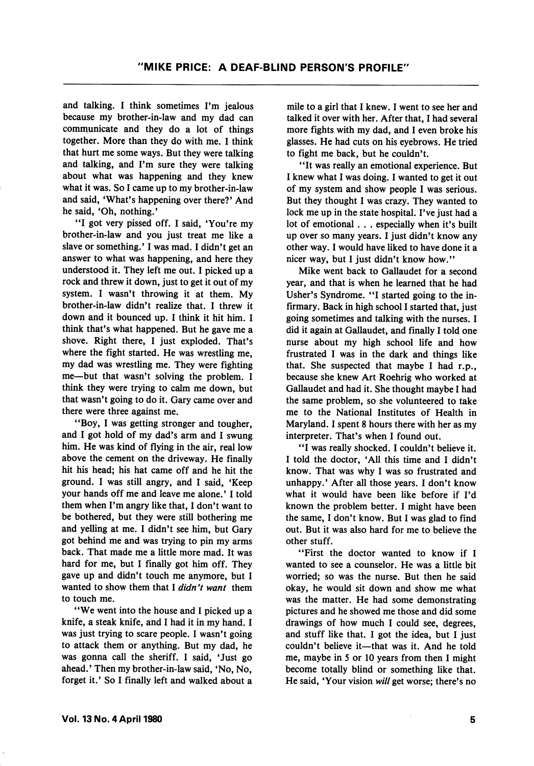and talking. I think sometimes I'm jealous because my brother-in-law and my dad can communicate and they do a lot of things together. More than they do with me. I think that hurt me some ways. But they were talking and talking, and I'm sure they were talking about what was happening and they knew what it was. So I came up to my brother-in-law and said, 'What's happening over there?' And he said, 'Oh, nothing.'

"I got very pissed off. I said, 'You're my brother-in-law and you just treat me like a slave or something.' I was mad. I didn't get an answer to what was happening, and here they understood it. They left me out. I picked up a rock and threw it down, just to get it out of my system. I wasn't throwing it at them. My brother-in-law didn't realize that. I threw it down and it bounced up. I think it hit him. I think that's what happened. But he gave me a shove. Right there, I just exploded. That's where the fight started. He was wrestling me, my dad was wrestling me. They were fighting me—but that wasn't solving the problem. I think they were trying to calm me down, but that wasn't going to do it. Gary came over and there were three against me.

"Boy, I was getting stronger and tougher, and I got hold of my dad's arm and I swung him. He was kind of flying in the air, real low above the cement on the driveway. He finally hit his head; his hat came off and he hit the ground. I was still angry, and I said, 'Keep your hands off me and leave me alone.' I told them when I'm angry like that, I don't want to be bothered, but they were still bothering me and yelling at me. I didn't see him, but Gary got behind me and was trying to pin my arms back. That made me a little more mad. It was hard for me, but I finally got him off. They gave up and didn't touch me anymore, but I wanted to show them that I *didn't want* them to touch me.

"We went into the house and I picked up a knife, a steak knife, and I had it in my hand. I was just trying to scare people. I wasn't going to attack them or anything. But my dad, he was gonna call the sheriff. I said, 'Just go ahead.' Then my brother-in-law said, 'No, No, forget it.' So I finally left and walked about a mile to a girl that I knew. I went to see her and talked it over with her. After that, I had several more fights with my dad, and I even broke his glasses. He had cuts on his eyebrows. He tried to fight me back, but he couldn't.

"It was really an emotional experience. But I knew what I was doing. I wanted to get it out of my system and show people I was serious. But they thought I was crazy. They wanted to lock me up in the state hospital. I've just had a lot of emotional . . . especially when it's built up over so many years. I just didn't know any other way. I would have liked to have done it a nicer way, but I just didn't know how."

Mike went back to Gallaudet for a second year, and that is when he learned that he had Usher's Syndrome. "I started going to the infirmary. Back in high school I started that, just going sometimes and talking with the nurses. I did it again at Gallaudet, and finally I told one nurse about my high school life and how frustrated I was in the dark and things like that. She suspected that maybe I had r.p., because she knew Art Roehrig who worked at Gallaudet and had it. She thought maybe I had the same problem, so she volunteered to take me to the National Institutes of Health in Maryland. I spent 8 hours there with her as my interpreter. That's when I found out.

"I was really shocked. I couldn't believe it. I told the doctor, 'All this time and I didn't know. That was why I was so frustrated and unhappy.' After all those years. I don't know what it would have been like before if I'd known the problem better. I might have been the same, I don't know. But I was glad to find out. But it was also hard for me to believe the other stuff.

"First the doctor wanted to know if I wanted to see a counselor. He was a little bit worried; so was the nurse. But then he said okay, he would sit down and show me what was the matter. He had some demonstrating pictures and he showed me those and did some drawings of how much I could see, degrees, and stuff like that. I got the idea, but I just couldn't believe it—that was it. And he told me, maybe in 5 or 10 years from then I might become totally blind or something like that. He said, 'Your vision *will* get worse; there's no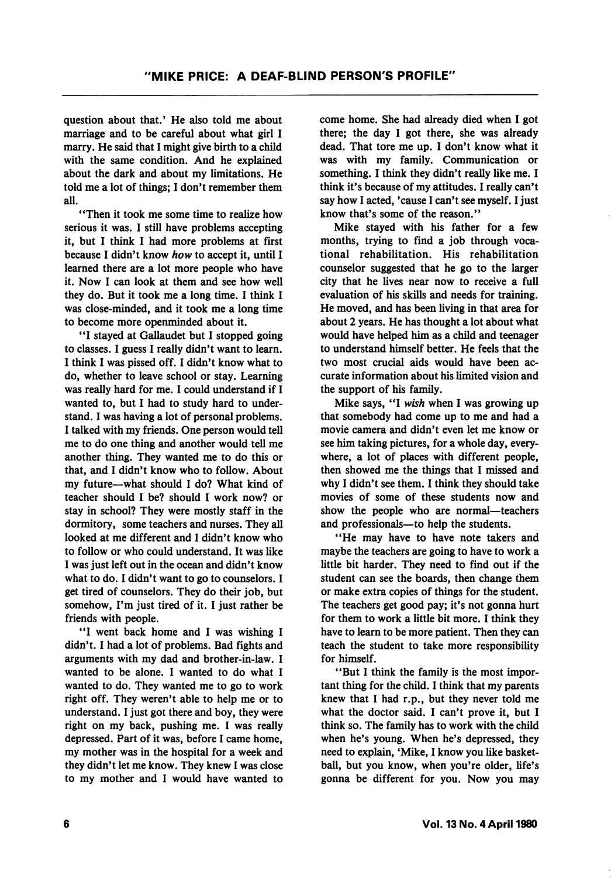question about that.' He also told me about marriage and to be careful about what girl I marry. He said that I might give birth to a child with the same condition. And he explained about the dark and about my limitations. He told me a lot of things; I don't remember them all.

"Then it took me some time to realize how serious it was. I still have problems accepting it, but I think I had more problems at first because I didn't know *how* to accept it, until I learned there are a lot more people who have it. Now I can look at them and see how well they do. But it took me a long time. I think I was close-minded, and it took me a long time to become more openminded about it.

"I stayed at Gallaudet but I stopped going to classes. I guess I really didn't want to learn. I think I was pissed off. I didn't know what to do, whether to leave school or stay. Learning was really hard for me. I could understand if I wanted to, but I had to study hard to understand. I was having a lot of personal problems. I talked with my friends. One person would tell me to do one thing and another would tell me another thing. They wanted me to do this or that, and I didn't know who to follow. About my future—what should I do? What kind of teacher should I be? should I work now? or stay in school? They were mostly staff in the dormitory, some teachers and nurses. They all looked at me different and I didn't know who to follow or who could understand. It was like I was just left out in the ocean and didn't know what to do. I didn't want to go to counselors. I get tired of counselors. They do their job, but somehow, I'm just tired of it. I just rather be friends with people.

"I went back home and I was wishing I didn't. I had a lot of problems. Bad fights and arguments with my dad and brother-in-law. I wanted to be alone. I wanted to do what I wanted to do. They wanted me to go to work right off. They weren't able to help me or to understand. I just got there and boy, they were right on my back, pushing me. I was really depressed. Part of it was, before I came home, my mother was in the hospital for a week and they didn't let me know. They knew I was close to my mother and I would have wanted to come home. She had already died when I got there; the day I got there, she was already dead. That tore me up. I don't know what it was with my family. Communication or something. I think they didn't really like me. I think it's because of my attitudes. I really can't say how I acted, 'cause I can't see myself. I just know that's some of the reason."

Mike stayed with his father for a few months, trying to find a job through vocational rehabilitation. His rehabilitation counselor suggested that he go to the larger city that he lives near now to receive a full evaluation of his skills and needs for training. He moved, and has been living in that area for about 2 years. He has thought a lot about what would have helped him as a child and teenager to understand himself better. He feels that the two most crucial aids would have been accurate information about his limited vision and the support of his family.

Mike says, "I *wish* when I was growing up that somebody had come up to me and had a movie camera and didn't even let me know or see him taking pictures, for a whole day, everywhere, a lot of places with different people, then showed me the things that I missed and why I didn't see them. I think they should take movies of some of these students now and show the people who are normal—teachers and professionals—to help the students.

"He may have to have note takers and maybe the teachers are going to have to work a little bit harder. They need to find out if the student can see the boards, then change them or make extra copies of things for the student. The teachers get good pay; it's not gonna hurt for them to work a little bit more. I think they have to learn to be more patient. Then they can teach the student to take more responsibility for himself.

"But I think the family is the most important thing for the child. I think that my parents knew that I had r.p., but they never told me what the doctor said. I can't prove it, but I think so. The family has to work with the child when he's young. When he's depressed, they need to explain, 'Mike, I know you like basketball, but you know, when you're older, life's gonna be different for you. Now you may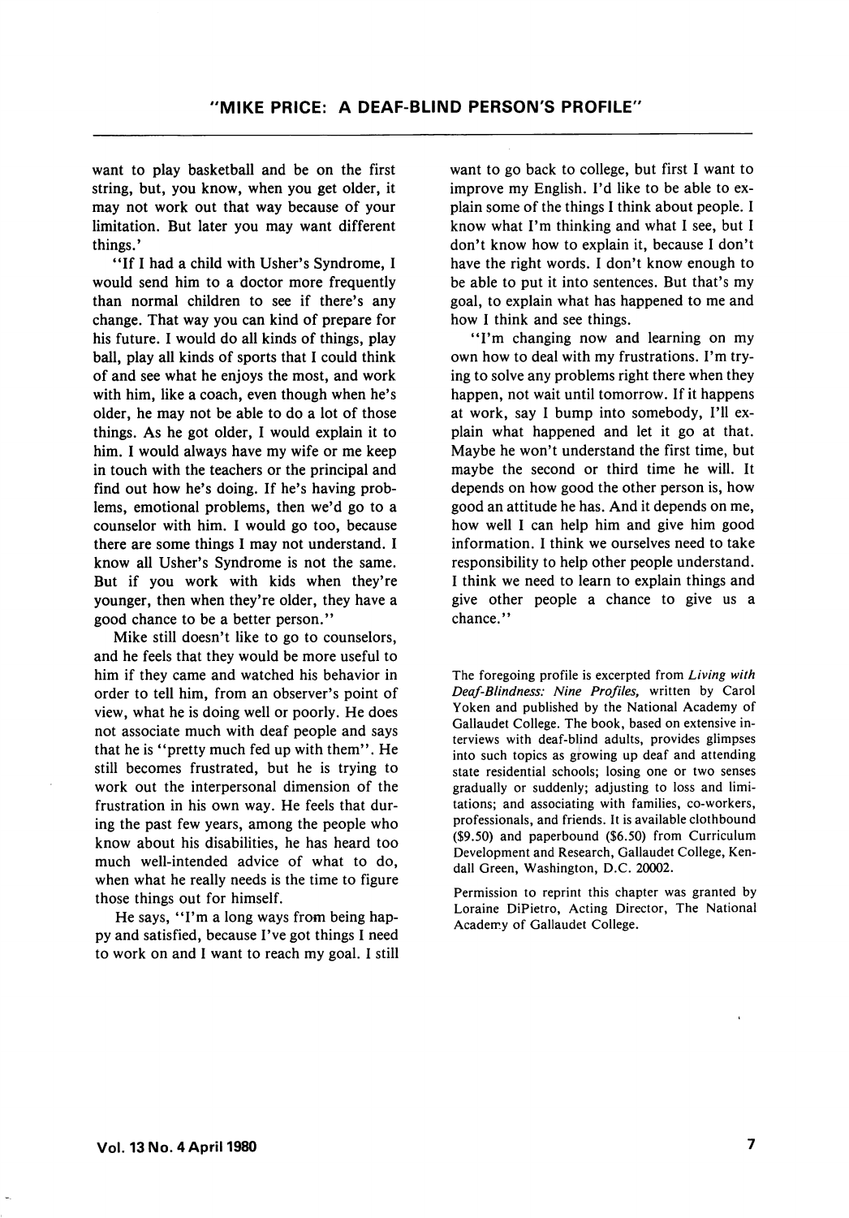want to play basketball and be on the first string, but, you know, when you get older, it may not work out that way because of your limitation. But later you may want different things.'

"If I had a child with Usher's Syndrome, I would send him to a doctor more frequently than normal children to see if there's any change. That way you can kind of prepare for his future. I would do all kinds of things, play ball, play all kinds of sports that I could think of and see what he enjoys the most, and work with him, like a coach, even though when he's older, he may not be able to do a lot of those things. As he got older, I would explain it to him. I would always have my wife or me keep in touch with the teachers or the principal and find out how he's doing. If he's having problems, emotional problems, then we'd go to a counselor with him. I would go too, because there are some things I may not understand. I know all Usher's Syndrome is not the same. But if you work with kids when they're younger, then when they're older, they have a good chance to be a better person."

Mike still doesn't like to go to counselors, and he feels that they would be more useful to him if they came and watched his behavior in order to tell him, from an observer's point of view, what he is doing well or poorly. He does not associate much with deaf people and says that he is "pretty much fed up with them". He still becomes frustrated, but he is trying to work out the interpersonal dimension of the frustration in his own way. He feels that during the past few years, among the people who know about his disabilities, he has heard too much well-intended advice of what to do, when what he really needs is the time to figure those things out for himself.

He says, "I'm a long ways from being happy and satisfied, because I've got things I need to work on and I want to reach my goal. I still want to go back to college, but first I want to improve my English. I'd like to be able to explain some of the things I think about people. I know what I'm thinking and what I see, but I don't know how to explain it, because I don't have the right words. I don't know enough to be able to put it into sentences. But that's my goal, to explain what has happened to me and how I think and see things.

"I'm changing now and learning on my own how to deal with my frustrations. I'm trying to solve any problems right there when they happen, not wait until tomorrow. If it happens at work, say I bump into somebody, I'll explain what happened and let it go at that. Maybe he won't understand the first time, but maybe the second or third time he will. It depends on how good the other person is, how good an attitude he has. And it depends on me, how well I can help him and give him good information. I think we ourselves need to take responsibility to help other people understand. I think we need to learn to explain things and give other people a chance to give us a chance."

The foregoing profile is excerpted from *Living with Deaf-Blindness: Nine Profiles,* written by Carol Yoken and published by the National Academy of Gallaudet College. The book, based on extensive interviews with deaf-blind adults, provides glimpses into such topics as growing up deaf and attending state residential schools; losing one or two senses gradually or suddenly; adjusting to loss and limitations; and associating with families, co-workers, professionals, and friends. It is available clothbound ($9.50) and paperbound ($6.50) from Curriculum Development and Research, Gallaudet College, Kendall Green, Washington, D.C. 20002.

Permission to reprint this chapter was granted by Loraine DiPietro, Acting Director, The National Academy of Gallaudet College.